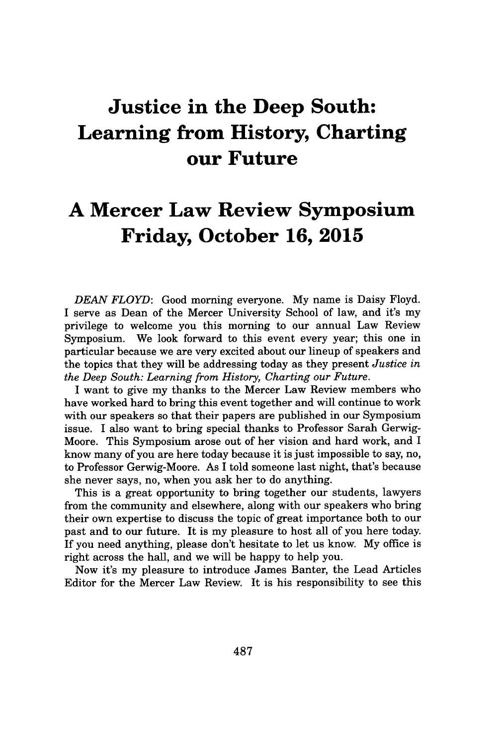# Justice in the Deep South: Learning from History, Charting our Future

# A Mercer Law Review Symposium Friday, October 16, 2015

*DEAN FLOYD*: Good morning everyone. My name is Daisy Floyd. I serve as Dean of the Mercer University School of law, and it's my privilege to welcome you this morning to our annual Law Review Symposium. We look forward to this event every year; this one in particular because we are very excited about our lineup of speakers and the topics that they will be addressing today as they present *Justice in the Deep South: Learning from History, Charting our Future*.

I want to give my thanks to the Mercer Law Review members who have worked hard to bring this event together and will continue to work with our speakers so that their papers are published in our Symposium issue. I also want to bring special thanks to Professor Sarah Gerwig-Moore. This Symposium arose out of her vision and hard work, and I know many of you are here today because it is just impossible to say, no, to Professor Gerwig-Moore. As I told someone last night, that's because she never says, no, when you ask her to do anything.

This is a great opportunity to bring together our students, lawyers from the community and elsewhere, along with our speakers who bring their own expertise to discuss the topic of great importance both to our past and to our future. It is my pleasure to host all of you here today. If you need anything, please don't hesitate to let us know. My office is right across the hall, and we will be happy to help you.

Now it's my pleasure to introduce James Banter, the Lead Articles Editor for the Mercer Law Review. It is his responsibility to see this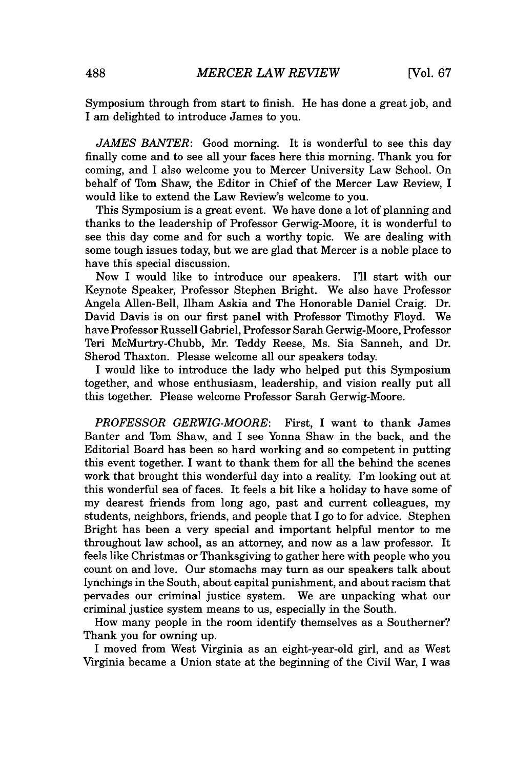Symposium through from start to finish. He has done a great job, and I am delighted to introduce James to you.

*JAMES BANTER*: Good morning. It is wonderful to see this day finally come and to see all your faces here this morning. Thank you for coming, and I also welcome you to Mercer University Law School. On behalf of Tom Shaw, the Editor in Chief of the Mercer Law Review, I would like to extend the Law Review's welcome to you.

This Symposium is a great event. We have done a lot of planning and thanks to the leadership of Professor Gerwig-Moore, it is wonderful to see this day come and for such a worthy topic. We are dealing with some tough issues today, but we are glad that Mercer is a noble place to have this special discussion.

Now I would like to introduce our speakers. I'll start with our Keynote Speaker, Professor Stephen Bright. We also have Professor Angela Allen-Bell, Ilham Askia and The Honorable Daniel Craig. Dr. David Davis is on our first panel with Professor Timothy Floyd. We have Professor Russell Gabriel, Professor Sarah Gerwig-Moore, Professor Teri McMurtry-Chubb, Mr. Teddy Reese, Ms. Sia Sanneh, and Dr. Sherod Thaxton. Please welcome all our speakers today.

I would like to introduce the lady who helped put this Symposium together, and whose enthusiasm, leadership, and vision really put all this together. Please welcome Professor Sarah Gerwig-Moore.

*PROFESSOR GERWIG-MOORE*: First, I want to thank James Banter and Tom Shaw, and I see Yonna Shaw in the back, and the Editorial Board has been so hard working and so competent in putting this event together. I want to thank them for all the behind the scenes work that brought this wonderful day into a reality. I'm looking out at this wonderful sea of faces. It feels a bit like a holiday to have some of my dearest friends from long ago, past and current colleagues, my students, neighbors, friends, and people that I go to for advice. Stephen Bright has been a very special and important helpful mentor to me throughout law school, as an attorney, and now as a law professor. It feels like Christmas or Thanksgiving to gather here with people who you count on and love. Our stomachs may turn as our speakers talk about lynchings in the South, about capital punishment, and about racism that pervades our criminal justice system. We are unpacking what our criminal justice system means to us, especially in the South.

How many people in the room identify themselves as a Southerner? Thank you for owning up.

I moved from West Virginia as an eight-year-old girl, and as West Virginia became a Union state at the beginning of the Civil War, I was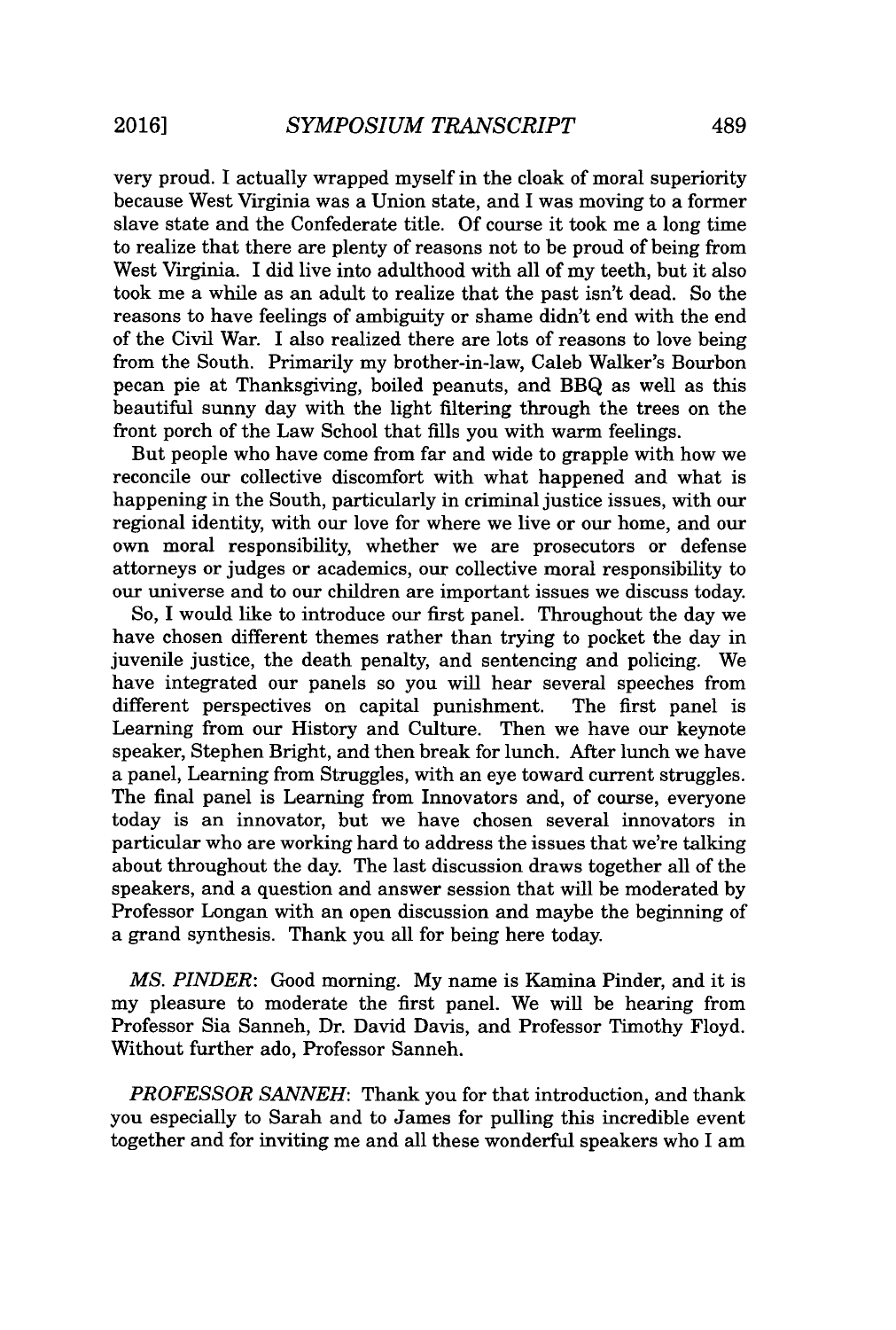very proud. I actually wrapped myself in the cloak of moral superiority because West Virginia was a Union state, and I was moving to a former slave state and the Confederate title. Of course it took me a long time to realize that there are plenty of reasons not to be proud of being from West Virginia. I did live into adulthood with all of my teeth, but it also took me a while as an adult to realize that the past isn't dead. So the reasons to have feelings of ambiguity or shame didn't end with the end of the Civil War. I also realized there are lots of reasons to love being from the South. Primarily my brother-in-law, Caleb Walker's Bourbon pecan pie at Thanksgiving, boiled peanuts, and BBQ as well as this beautiful sunny day with the light filtering through the trees on the front porch of the Law School that fills you with warm feelings.

But people who have come from far and wide to grapple with how we reconcile our collective discomfort with what happened and what is happening in the South, particularly in criminal justice issues, with our regional identity, with our love for where we live or our home, and our own moral responsibility, whether we are prosecutors or defense attorneys or judges or academics, our collective moral responsibility to our universe and to our children are important issues we discuss today.

So, I would like to introduce our first panel. Throughout the day we have chosen different themes rather than trying to pocket the day in juvenile justice, the death penalty, and sentencing and policing. We have integrated our panels so you will hear several speeches from different perspectives on capital punishment. The first panel is Learning from our History and Culture. Then we have our keynote speaker, Stephen Bright, and then break for lunch. After lunch we have a panel, Learning from Struggles, with an eye toward current struggles. The final panel is Learning from Innovators and, of course, everyone today is an innovator, but we have chosen several innovators in particular who are working hard to address the issues that we're talking about throughout the day. The last discussion draws together all of the speakers, and a question and answer session that will be moderated by Professor Longan with an open discussion and maybe the beginning of a grand synthesis. Thank you all for being here today.

*MS. PINDER*: Good morning. My name is Kamina Pinder, and it is my pleasure to moderate the first panel. We will be hearing from Professor Sia Sanneh, Dr. David Davis, and Professor Timothy Floyd. Without further ado, Professor Sanneh.

*PROFESSOR SANNEH*: Thank you for that introduction, and thank you especially to Sarah and to James for pulling this incredible event together and for inviting me and all these wonderful speakers who I am